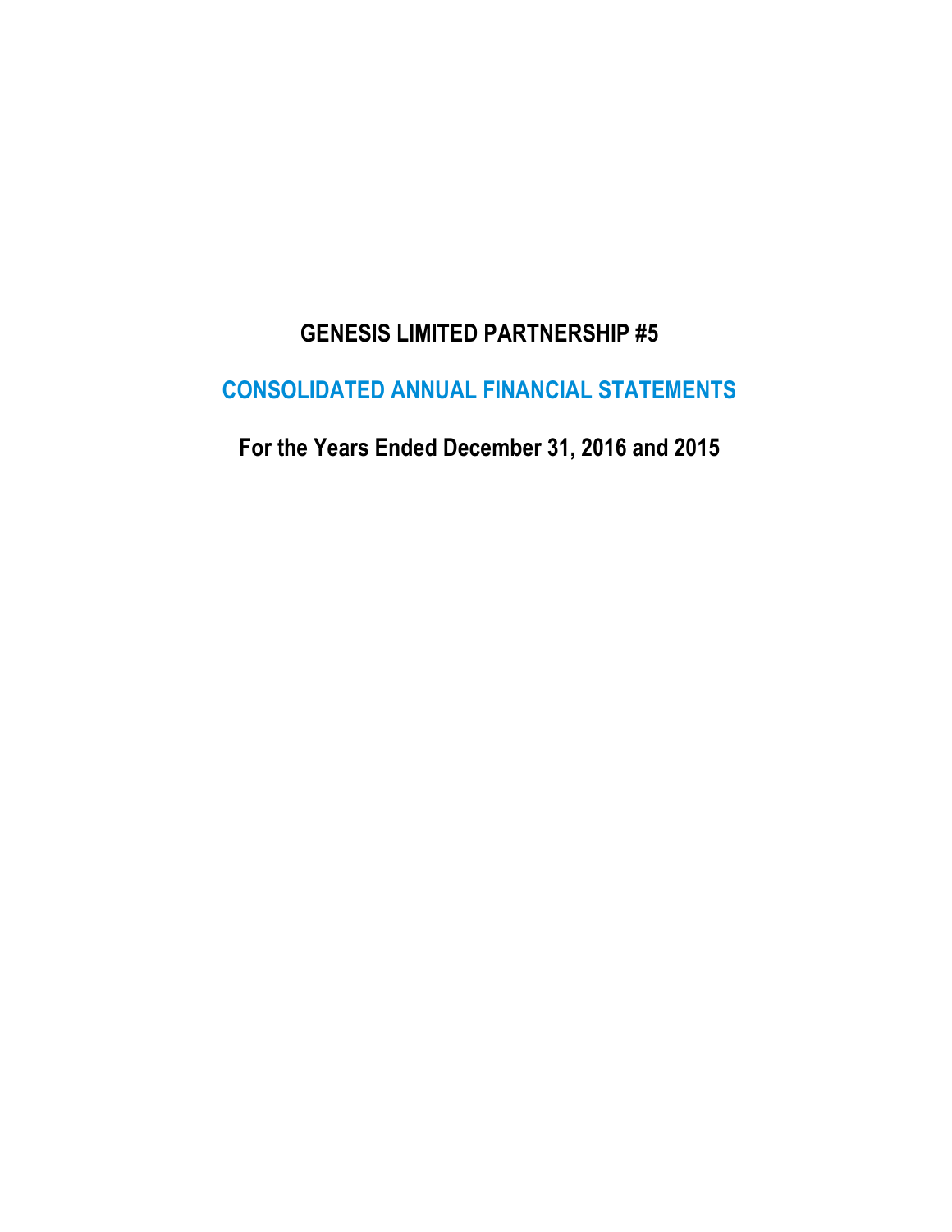# GENESIS LIMITED PARTNERSHIP #5

## CONSOLIDATED ANNUAL FINANCIAL STATEMENTS

### For the Years Ended December 31, 2016 and 2015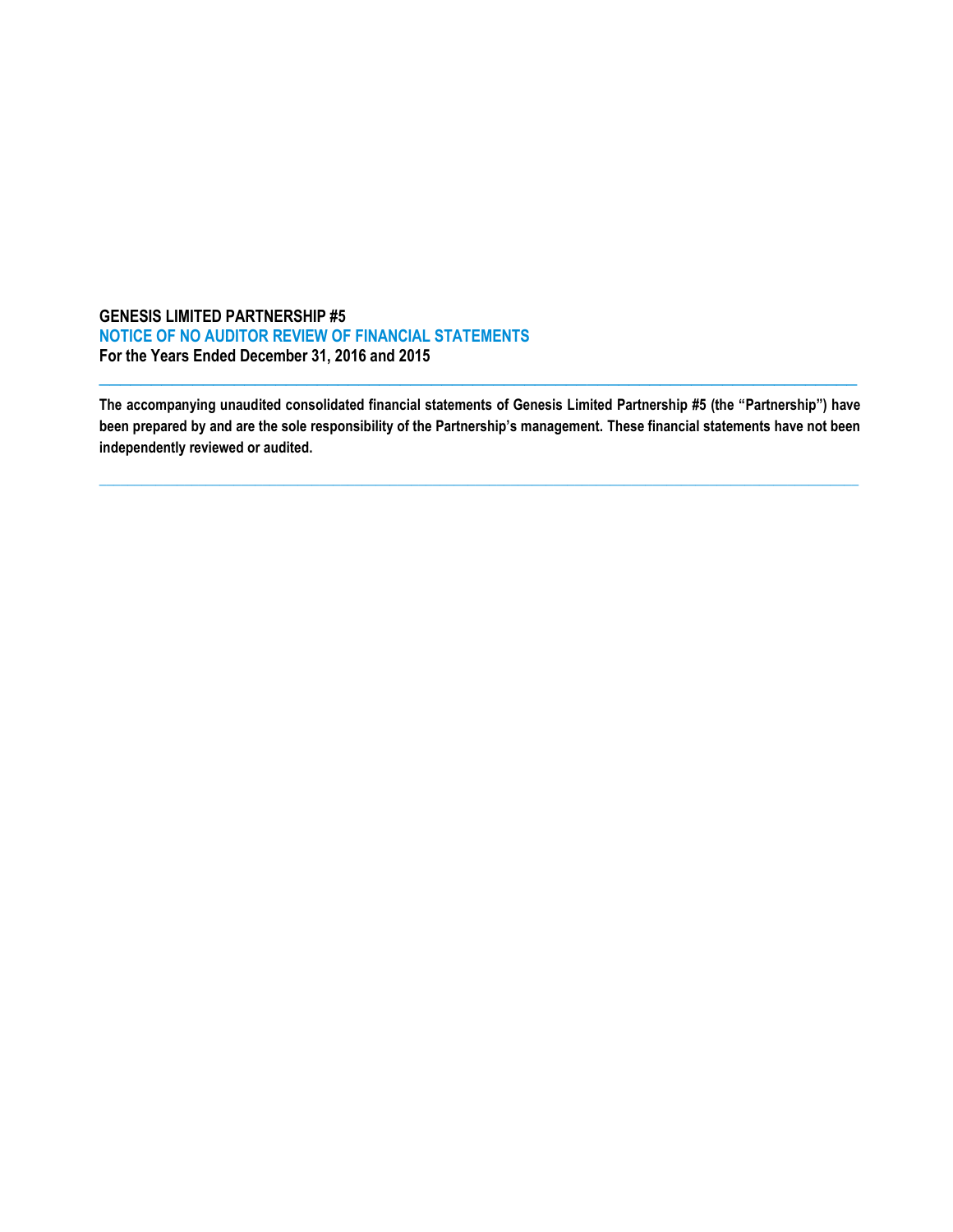**GENESIS LIMITED PARTNERSHIP #5**
**NOTICE OF NO AUDITOR REVIEW OF FINANCIAL STATEMENTS**
**For the Years Ended December 31, 2016 and 2015**

---

**The accompanying unaudited consolidated financial statements of Genesis Limited Partnership #5 (the "Partnership") have been prepared by and are the sole responsibility of the Partnership's management. These financial statements have not been independently reviewed or audited.**

---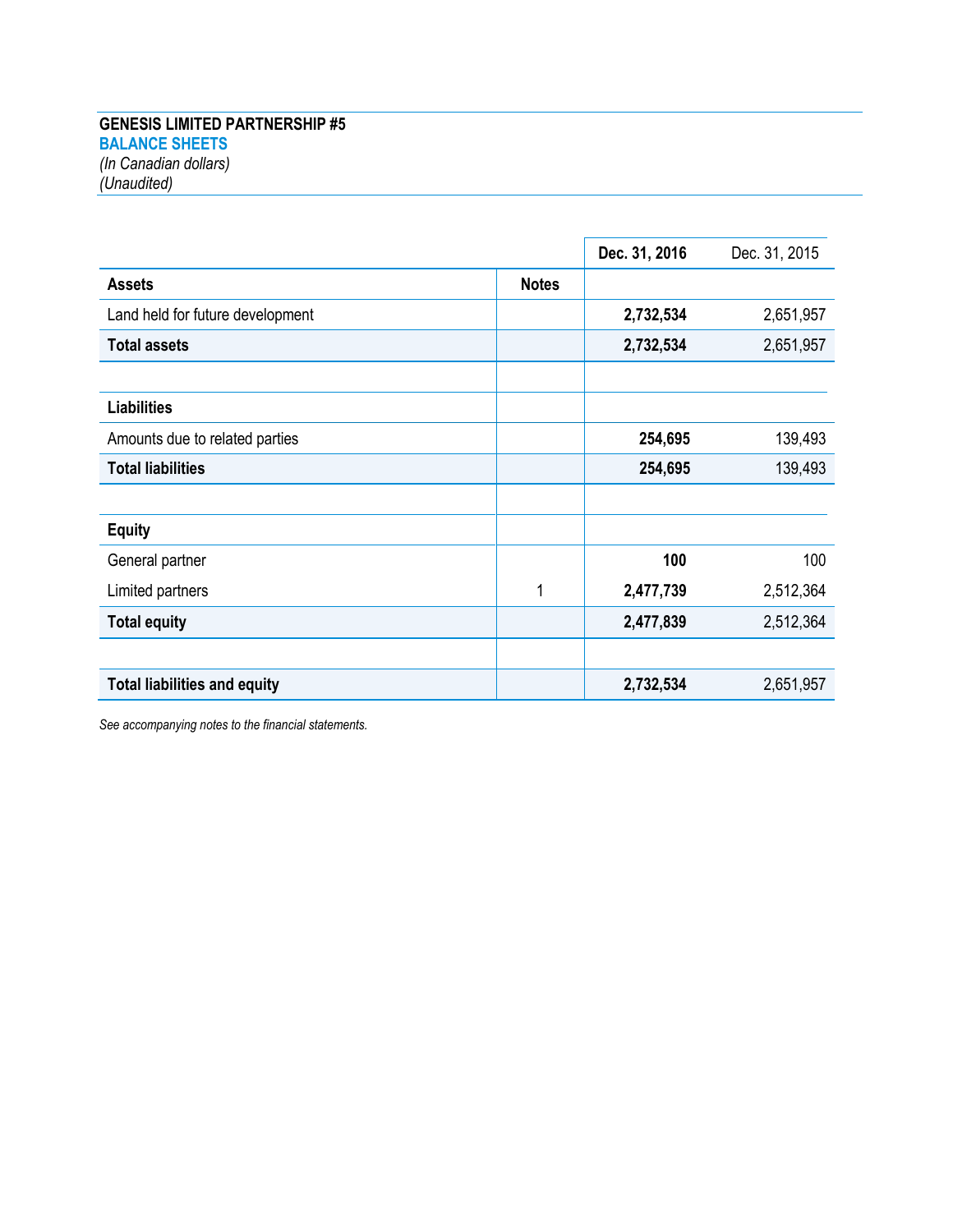**GENESIS LIMITED PARTNERSHIP #5**

**BALANCE SHEETS**

*(In Canadian dollars)*

*(Unaudited)*

| | | **Dec. 31, 2016** | Dec. 31, 2015 |
|---|---|---|---|
| **Assets** | **Notes** | | |
| Land held for future development | | **2,732,534** | 2,651,957 |
| **Total assets** | | **2,732,534** | 2,651,957 |
| | | | |
| **Liabilities** | | | |
| Amounts due to related parties | | **254,695** | 139,493 |
| **Total liabilities** | | **254,695** | 139,493 |
| | | | |
| **Equity** | | | |
| General partner | | **100** | 100 |
| Limited partners | 1 | **2,477,739** | 2,512,364 |
| **Total equity** | | **2,477,839** | 2,512,364 |
| | | | |
| **Total liabilities and equity** | | **2,732,534** | 2,651,957 |

*See accompanying notes to the financial statements.*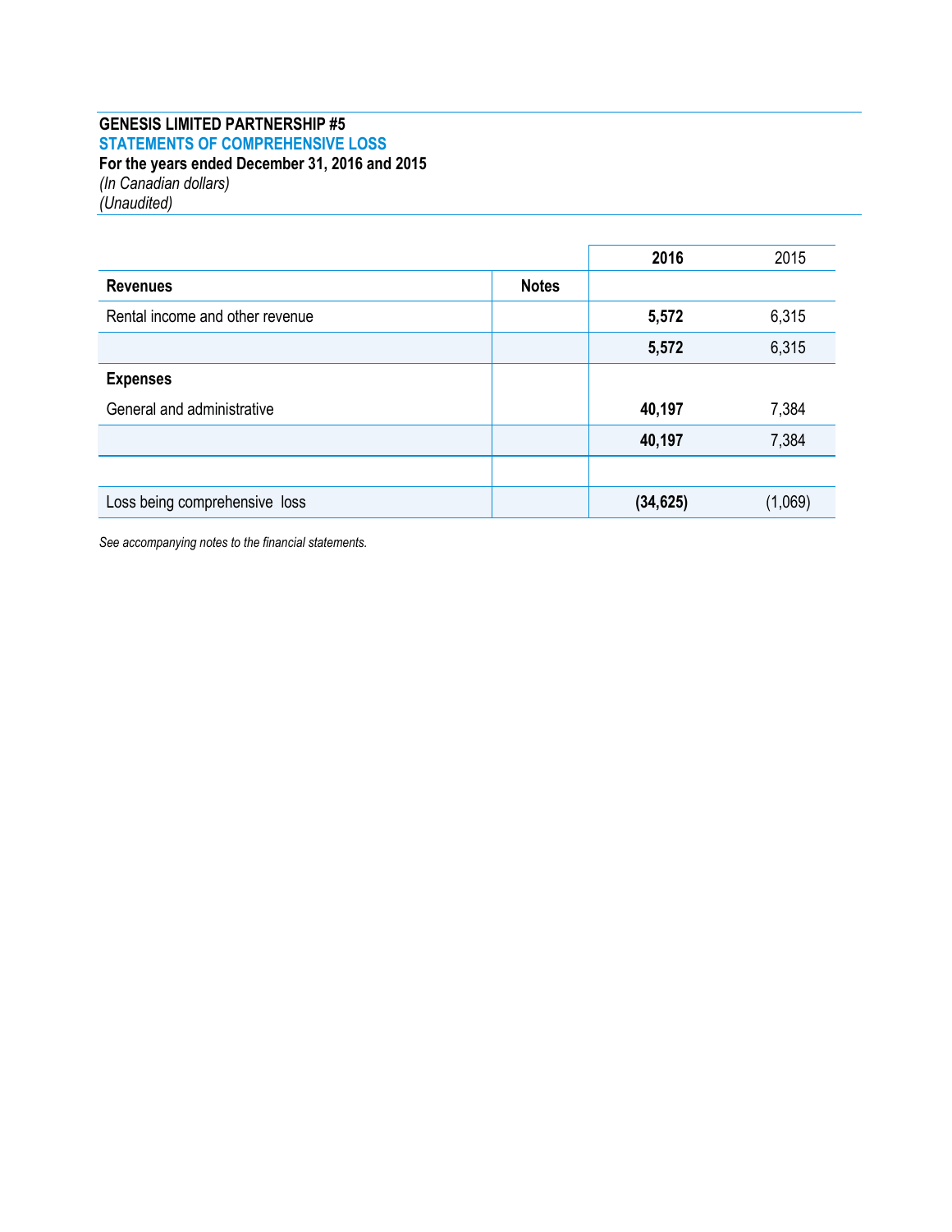**GENESIS LIMITED PARTNERSHIP #5**

**STATEMENTS OF COMPREHENSIVE LOSS**

**For the years ended December 31, 2016 and 2015**

*(In Canadian dollars)*

*(Unaudited)*

| | Notes | **2016** | 2015 |
|---|---|---|---|
| **Revenues** | | | |
| Rental income and other revenue | | **5,572** | 6,315 |
| | | **5,572** | 6,315 |
| **Expenses** | | | |
| General and administrative | | **40,197** | 7,384 |
| | | **40,197** | 7,384 |
| | | | |
| Loss being comprehensive loss | | **(34,625)** | (1,069) |

*See accompanying notes to the financial statements.*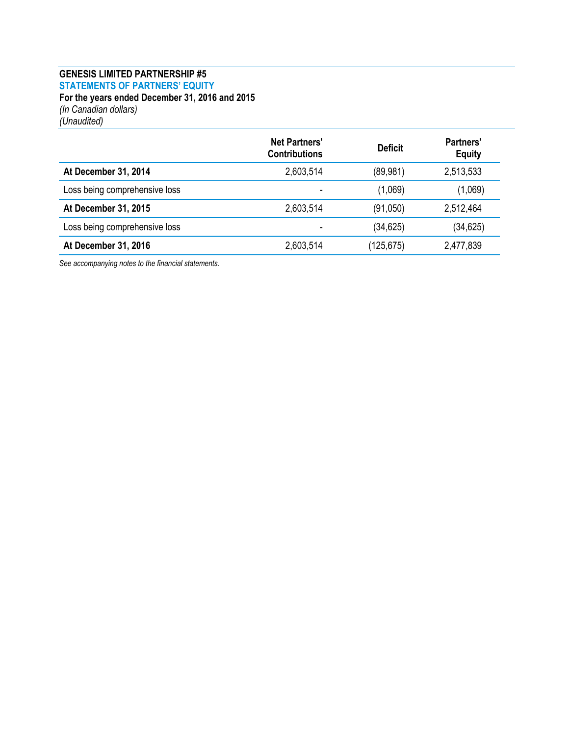**GENESIS LIMITED PARTNERSHIP #5**

**STATEMENTS OF PARTNERS' EQUITY**

**For the years ended December 31, 2016 and 2015**

*(In Canadian dollars)*

*(Unaudited)*

| | Net Partners' Contributions | Deficit | Partners' Equity |
|---|---|---|---|
| **At December 31, 2014** | 2,603,514 | (89,981) | 2,513,533 |
| Loss being comprehensive loss | - | (1,069) | (1,069) |
| **At December 31, 2015** | 2,603,514 | (91,050) | 2,512,464 |
| Loss being comprehensive loss | - | (34,625) | (34,625) |
| **At December 31, 2016** | 2,603,514 | (125,675) | 2,477,839 |

*See accompanying notes to the financial statements.*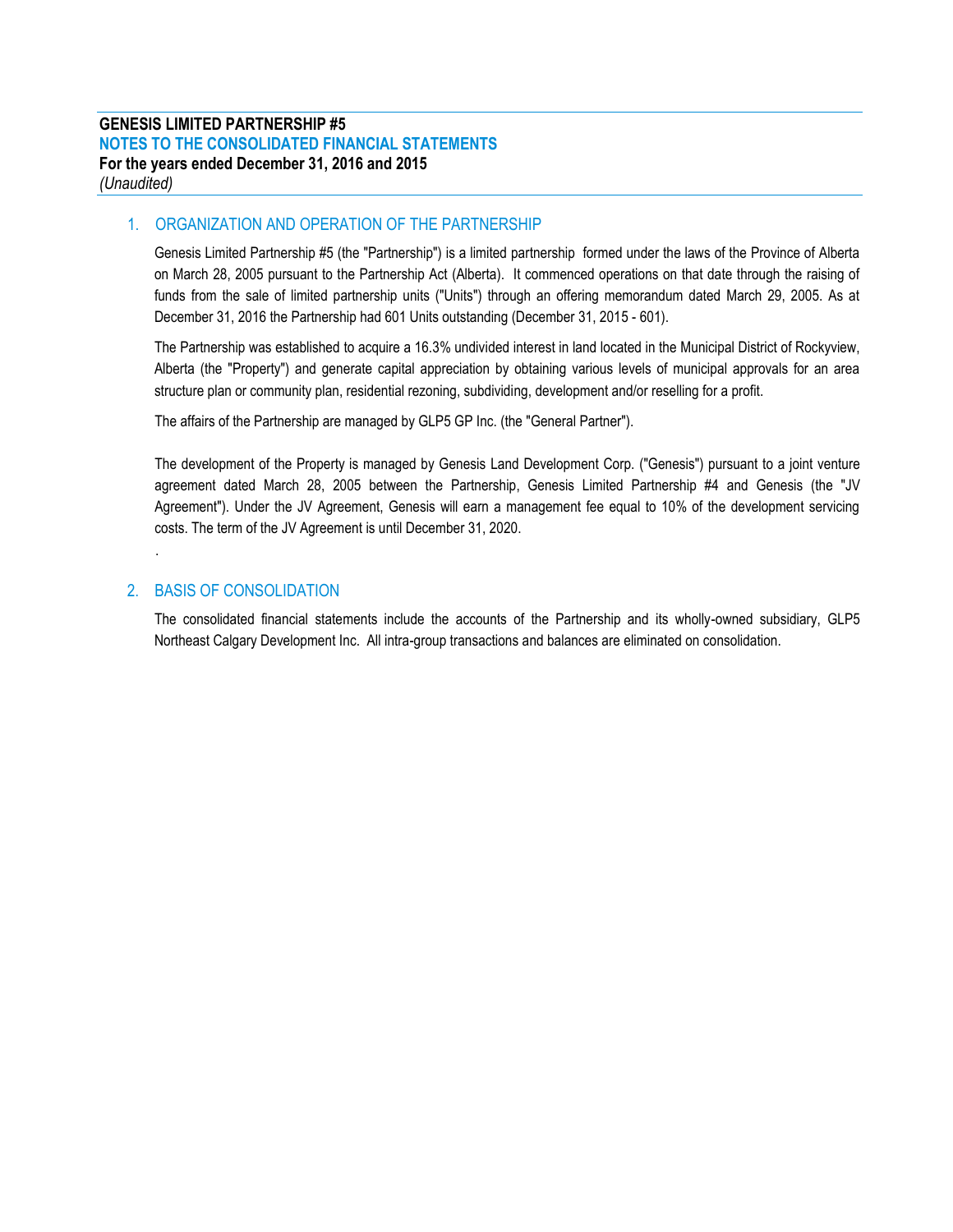**GENESIS LIMITED PARTNERSHIP #5**
**NOTES TO THE CONSOLIDATED FINANCIAL STATEMENTS**
**For the years ended December 31, 2016 and 2015**
*(Unaudited)*

## 1. ORGANIZATION AND OPERATION OF THE PARTNERSHIP

Genesis Limited Partnership #5 (the "Partnership") is a limited partnership formed under the laws of the Province of Alberta on March 28, 2005 pursuant to the Partnership Act (Alberta). It commenced operations on that date through the raising of funds from the sale of limited partnership units ("Units") through an offering memorandum dated March 29, 2005. As at December 31, 2016 the Partnership had 601 Units outstanding (December 31, 2015 - 601).

The Partnership was established to acquire a 16.3% undivided interest in land located in the Municipal District of Rockyview, Alberta (the "Property") and generate capital appreciation by obtaining various levels of municipal approvals for an area structure plan or community plan, residential rezoning, subdividing, development and/or reselling for a profit.

The affairs of the Partnership are managed by GLP5 GP Inc. (the "General Partner").

The development of the Property is managed by Genesis Land Development Corp. ("Genesis") pursuant to a joint venture agreement dated March 28, 2005 between the Partnership, Genesis Limited Partnership #4 and Genesis (the "JV Agreement"). Under the JV Agreement, Genesis will earn a management fee equal to 10% of the development servicing costs. The term of the JV Agreement is until December 31, 2020.

## 2. BASIS OF CONSOLIDATION

The consolidated financial statements include the accounts of the Partnership and its wholly-owned subsidiary, GLP5 Northeast Calgary Development Inc. All intra-group transactions and balances are eliminated on consolidation.